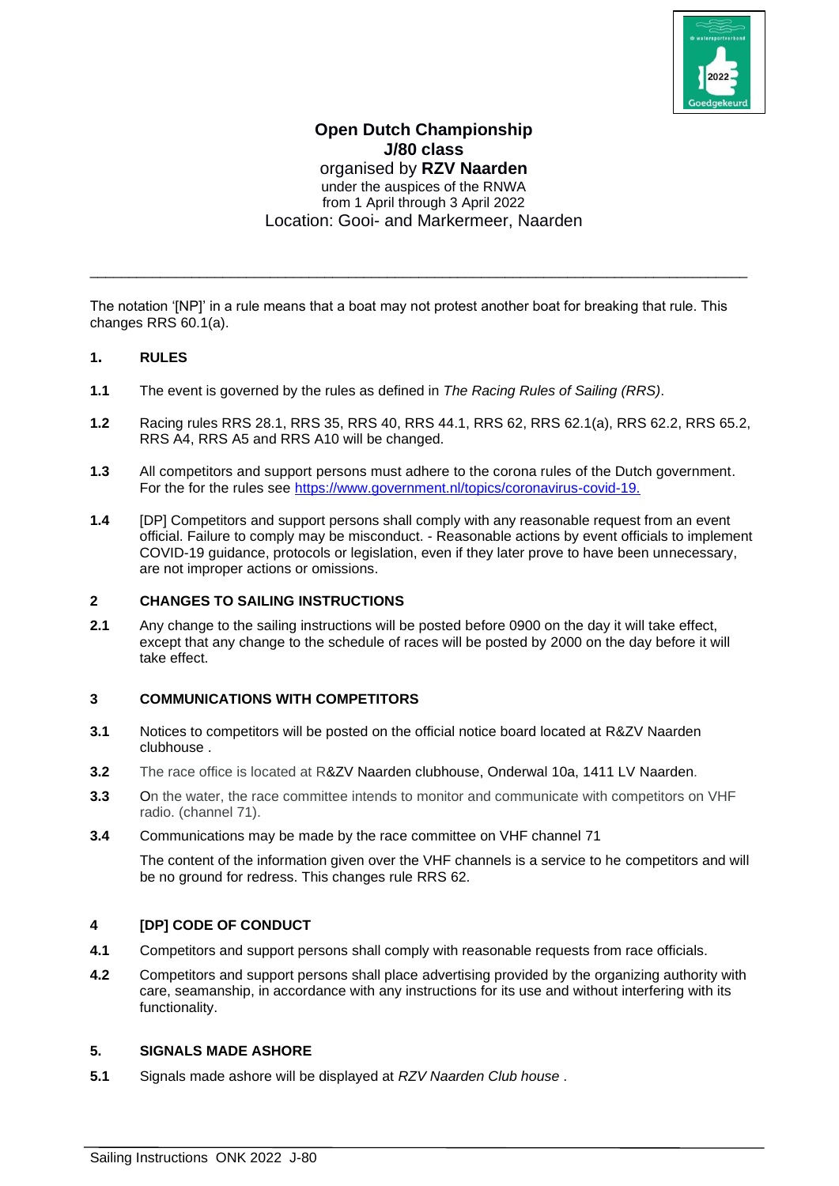**Open Dutch Championship**
**J/80 class**
organised by **RZV Naarden**
under the auspices of the RNWA
from 1 April through 3 April 2022
Location: Gooi- and Markermeer, Naarden

---

The notation '[NP]' in a rule means that a boat may not protest another boat for breaking that rule. This changes RRS 60.1(a).

## 1. RULES

**1.1** The event is governed by the rules as defined in *The Racing Rules of Sailing (RRS)*.

**1.2** Racing rules RRS 28.1, RRS 35, RRS 40, RRS 44.1, RRS 62, RRS 62.1(a), RRS 62.2, RRS 65.2, RRS A4, RRS A5 and RRS A10 will be changed.

**1.3** All competitors and support persons must adhere to the corona rules of the Dutch government. For the for the rules see https://www.government.nl/topics/coronavirus-covid-19.

**1.4** [DP] Competitors and support persons shall comply with any reasonable request from an event official. Failure to comply may be misconduct. - Reasonable actions by event officials to implement COVID-19 guidance, protocols or legislation, even if they later prove to have been unnecessary, are not improper actions or omissions.

## 2 CHANGES TO SAILING INSTRUCTIONS

**2.1** Any change to the sailing instructions will be posted before 0900 on the day it will take effect, except that any change to the schedule of races will be posted by 2000 on the day before it will take effect.

## 3 COMMUNICATIONS WITH COMPETITORS

**3.1** Notices to competitors will be posted on the official notice board located at R&ZV Naarden clubhouse .

**3.2** The race office is located at R&ZV Naarden clubhouse, Onderwal 10a, 1411 LV Naarden.

**3.3** On the water, the race committee intends to monitor and communicate with competitors on VHF radio. (channel 71).

**3.4** Communications may be made by the race committee on VHF channel 71

The content of the information given over the VHF channels is a service to he competitors and will be no ground for redress. This changes rule RRS 62.

## 4 [DP] CODE OF CONDUCT

**4.1** Competitors and support persons shall comply with reasonable requests from race officials.

**4.2** Competitors and support persons shall place advertising provided by the organizing authority with care, seamanship, in accordance with any instructions for its use and without interfering with its functionality.

## 5. SIGNALS MADE ASHORE

**5.1** Signals made ashore will be displayed at *RZV Naarden Club house* .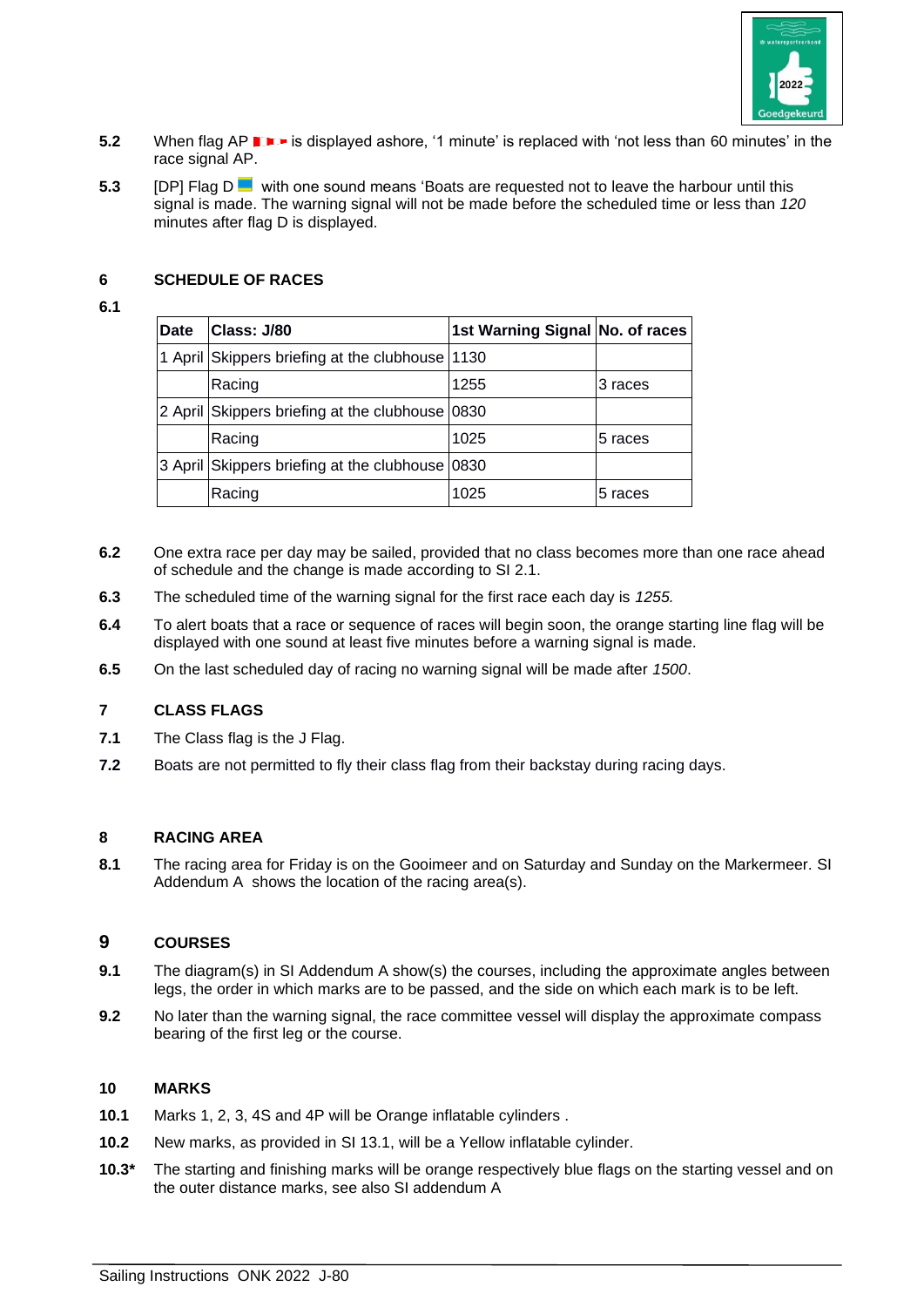**5.2** When flag AP is displayed ashore, '1 minute' is replaced with 'not less than 60 minutes' in the race signal AP.

**5.3** [DP] Flag D with one sound means 'Boats are requested not to leave the harbour until this signal is made. The warning signal will not be made before the scheduled time or less than *120* minutes after flag D is displayed.

## 6 SCHEDULE OF RACES

**6.1**

| Date | Class: J/80 | 1st Warning Signal | No. of races |
|---|---|---|---|
| 1 April | Skippers briefing at the clubhouse | 1130 | |
| | Racing | 1255 | 3 races |
| 2 April | Skippers briefing at the clubhouse | 0830 | |
| | Racing | 1025 | 5 races |
| 3 April | Skippers briefing at the clubhouse | 0830 | |
| | Racing | 1025 | 5 races |

**6.2** One extra race per day may be sailed, provided that no class becomes more than one race ahead of schedule and the change is made according to SI 2.1.

**6.3** The scheduled time of the warning signal for the first race each day is *1255.*

**6.4** To alert boats that a race or sequence of races will begin soon, the orange starting line flag will be displayed with one sound at least five minutes before a warning signal is made.

**6.5** On the last scheduled day of racing no warning signal will be made after *1500*.

## 7 CLASS FLAGS

**7.1** The Class flag is the J Flag.

**7.2** Boats are not permitted to fly their class flag from their backstay during racing days.

## 8 RACING AREA

**8.1** The racing area for Friday is on the Gooimeer and on Saturday and Sunday on the Markermeer. SI Addendum A shows the location of the racing area(s).

## 9 COURSES

**9.1** The diagram(s) in SI Addendum A show(s) the courses, including the approximate angles between legs, the order in which marks are to be passed, and the side on which each mark is to be left.

**9.2** No later than the warning signal, the race committee vessel will display the approximate compass bearing of the first leg or the course.

## 10 MARKS

**10.1** Marks 1, 2, 3, 4S and 4P will be Orange inflatable cylinders .

**10.2** New marks, as provided in SI 13.1, will be a Yellow inflatable cylinder.

**10.3*** The starting and finishing marks will be orange respectively blue flags on the starting vessel and on the outer distance marks, see also SI addendum A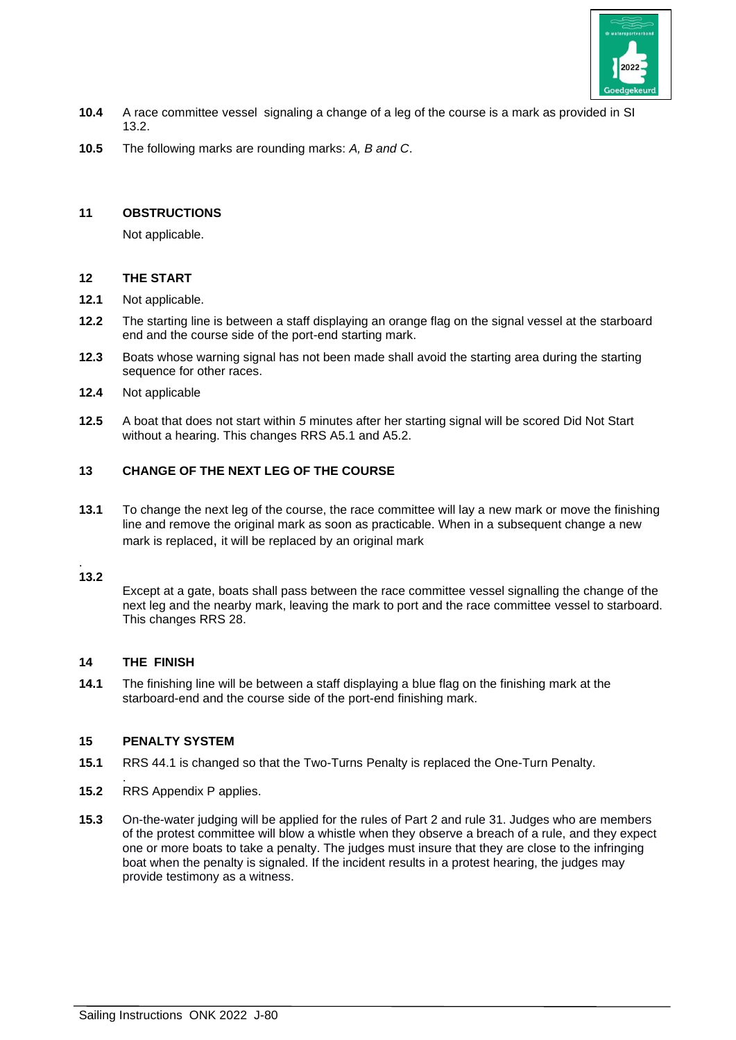**10.4** A race committee vessel signaling a change of a leg of the course is a mark as provided in SI 13.2.

**10.5** The following marks are rounding marks: *A, B and C*.

## 11 OBSTRUCTIONS

Not applicable.

## 12 THE START

**12.1** Not applicable.

**12.2** The starting line is between a staff displaying an orange flag on the signal vessel at the starboard end and the course side of the port-end starting mark.

**12.3** Boats whose warning signal has not been made shall avoid the starting area during the starting sequence for other races.

**12.4** Not applicable

**12.5** A boat that does not start within *5* minutes after her starting signal will be scored Did Not Start without a hearing. This changes RRS A5.1 and A5.2.

## 13 CHANGE OF THE NEXT LEG OF THE COURSE

**13.1** To change the next leg of the course, the race committee will lay a new mark or move the finishing line and remove the original mark as soon as practicable. When in a subsequent change a new mark is replaced, it will be replaced by an original mark

**13.2** Except at a gate, boats shall pass between the race committee vessel signalling the change of the next leg and the nearby mark, leaving the mark to port and the race committee vessel to starboard. This changes RRS 28.

## 14 THE FINISH

**14.1** The finishing line will be between a staff displaying a blue flag on the finishing mark at the starboard-end and the course side of the port-end finishing mark.

## 15 PENALTY SYSTEM

**15.1** RRS 44.1 is changed so that the Two-Turns Penalty is replaced the One-Turn Penalty.

**15.2** RRS Appendix P applies.

**15.3** On-the-water judging will be applied for the rules of Part 2 and rule 31. Judges who are members of the protest committee will blow a whistle when they observe a breach of a rule, and they expect one or more boats to take a penalty. The judges must insure that they are close to the infringing boat when the penalty is signaled. If the incident results in a protest hearing, the judges may provide testimony as a witness.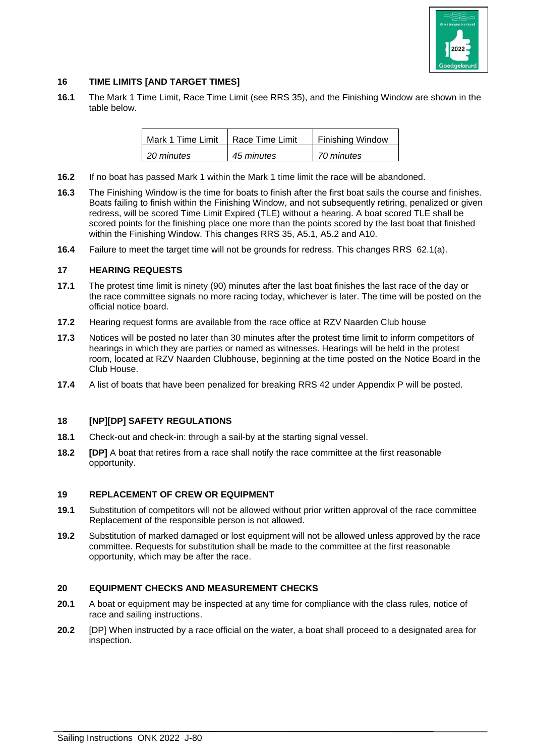## 16 TIME LIMITS [AND TARGET TIMES]

**16.1** The Mark 1 Time Limit, Race Time Limit (see RRS 35), and the Finishing Window are shown in the table below.

| Mark 1 Time Limit | Race Time Limit | Finishing Window |
|---|---|---|
| *20 minutes* | *45 minutes* | *70 minutes* |

**16.2** If no boat has passed Mark 1 within the Mark 1 time limit the race will be abandoned.

**16.3** The Finishing Window is the time for boats to finish after the first boat sails the course and finishes. Boats failing to finish within the Finishing Window, and not subsequently retiring, penalized or given redress, will be scored Time Limit Expired (TLE) without a hearing. A boat scored TLE shall be scored points for the finishing place one more than the points scored by the last boat that finished within the Finishing Window. This changes RRS 35, A5.1, A5.2 and A10.

**16.4** Failure to meet the target time will not be grounds for redress. This changes RRS 62.1(a).

## 17 HEARING REQUESTS

**17.1** The protest time limit is ninety (90) minutes after the last boat finishes the last race of the day or the race committee signals no more racing today, whichever is later. The time will be posted on the official notice board.

**17.2** Hearing request forms are available from the race office at RZV Naarden Club house

**17.3** Notices will be posted no later than 30 minutes after the protest time limit to inform competitors of hearings in which they are parties or named as witnesses. Hearings will be held in the protest room, located at RZV Naarden Clubhouse, beginning at the time posted on the Notice Board in the Club House.

**17.4** A list of boats that have been penalized for breaking RRS 42 under Appendix P will be posted.

## 18 [NP][DP] SAFETY REGULATIONS

**18.1** Check-out and check-in: through a sail-by at the starting signal vessel.

**18.2** **[DP]** A boat that retires from a race shall notify the race committee at the first reasonable opportunity.

## 19 REPLACEMENT OF CREW OR EQUIPMENT

**19.1** Substitution of competitors will not be allowed without prior written approval of the race committee Replacement of the responsible person is not allowed.

**19.2** Substitution of marked damaged or lost equipment will not be allowed unless approved by the race committee. Requests for substitution shall be made to the committee at the first reasonable opportunity, which may be after the race.

## 20 EQUIPMENT CHECKS AND MEASUREMENT CHECKS

**20.1** A boat or equipment may be inspected at any time for compliance with the class rules, notice of race and sailing instructions.

**20.2** [DP] When instructed by a race official on the water, a boat shall proceed to a designated area for inspection.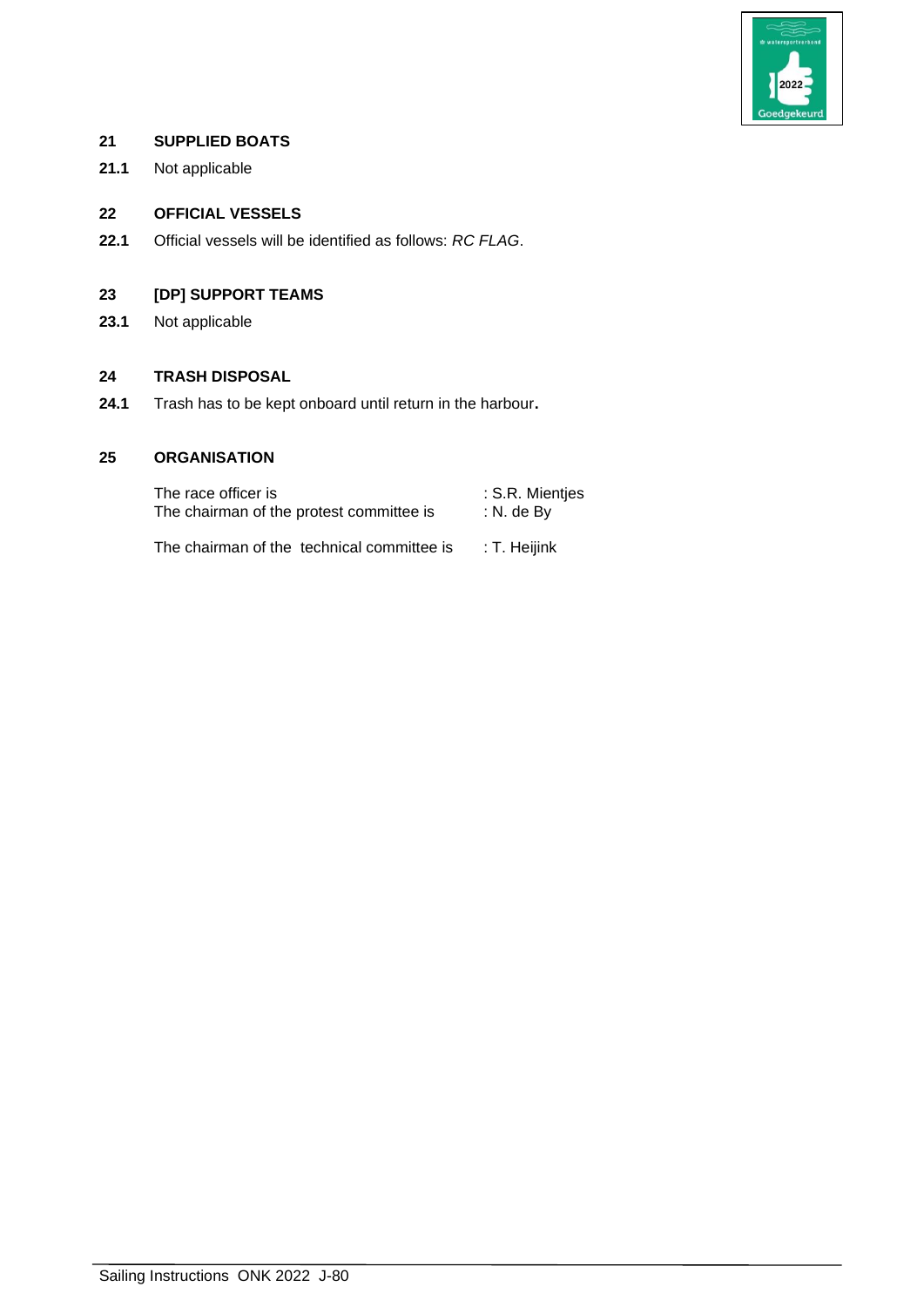## 21 SUPPLIED BOATS

**21.1** Not applicable

## 22 OFFICIAL VESSELS

**22.1** Official vessels will be identified as follows: *RC FLAG*.

## 23 [DP] SUPPORT TEAMS

**23.1** Not applicable

## 24 TRASH DISPOSAL

**24.1** Trash has to be kept onboard until return in the harbour**.**

## 25 ORGANISATION

The race officer is : S.R. Mientjes
The chairman of the protest committee is : N. de By

The chairman of the technical committee is : T. Heijink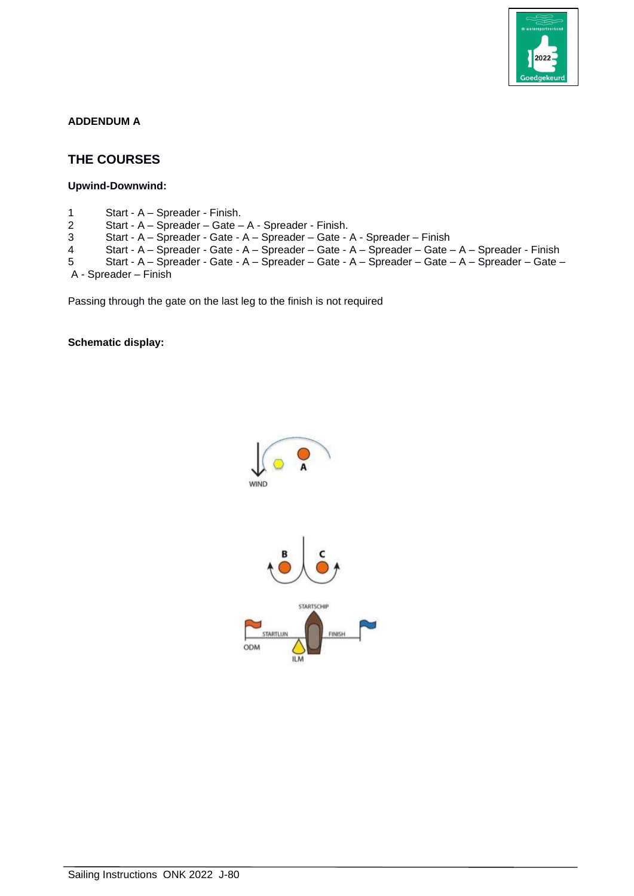**ADDENDUM A**

## THE COURSES

**Upwind-Downwind:**

1 Start - A – Spreader - Finish.
2 Start - A – Spreader – Gate – A - Spreader - Finish.
3 Start - A – Spreader - Gate - A – Spreader – Gate - A - Spreader – Finish
4 Start - A – Spreader - Gate - A – Spreader – Gate - A – Spreader – Gate – A – Spreader - Finish
5 Start - A – Spreader - Gate - A – Spreader – Gate - A – Spreader – Gate – A – Spreader – Gate – A - Spreader – Finish

Passing through the gate on the last leg to the finish is not required

**Schematic display:**

WIND

A

B C

STARTSCHIP

STARTLIJN FINISH

ODM

ILM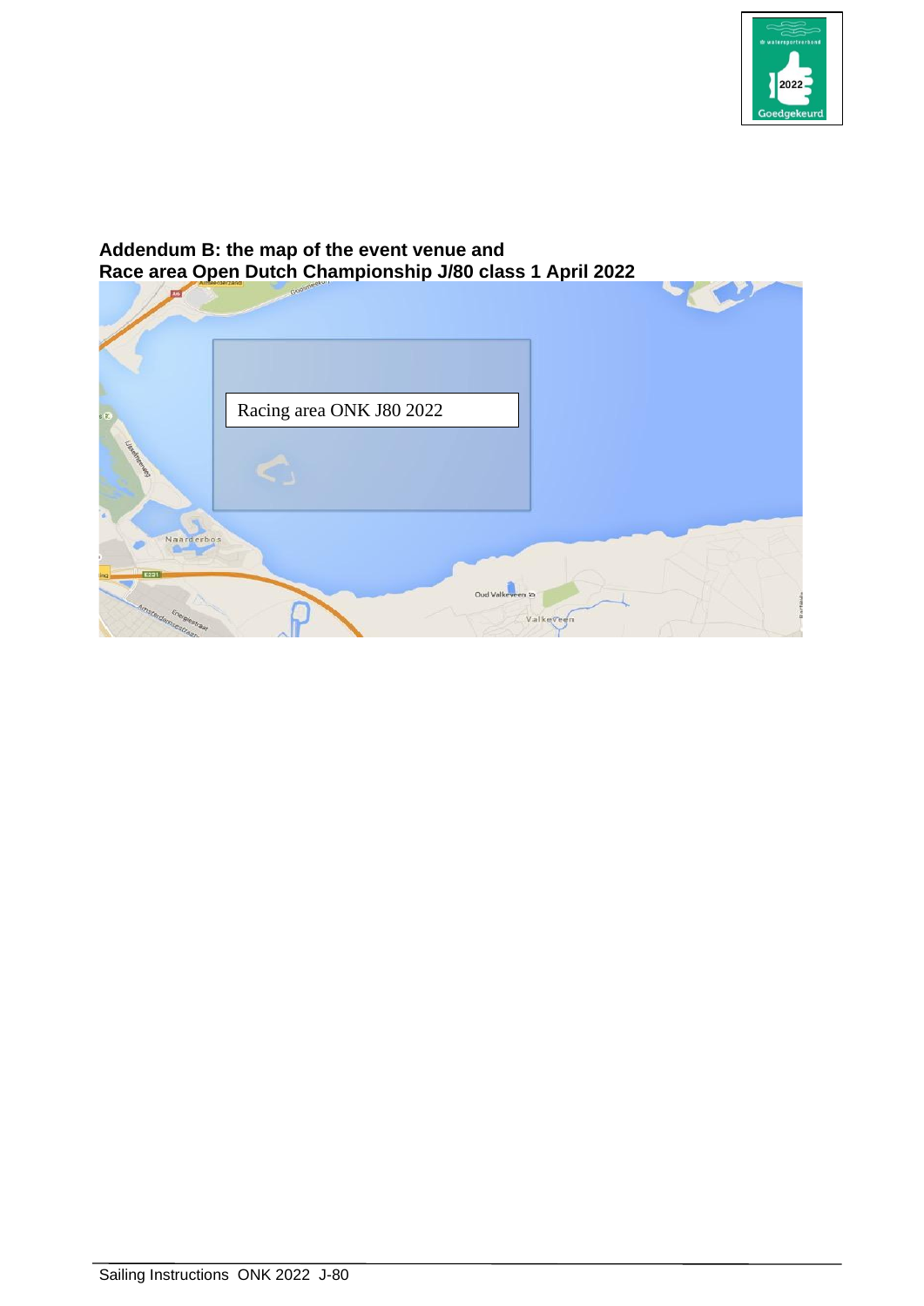**Addendum B: the map of the event venue and**
**Race area Open Dutch Championship J/80 class 1 April 2022**

Racing area ONK J80 2022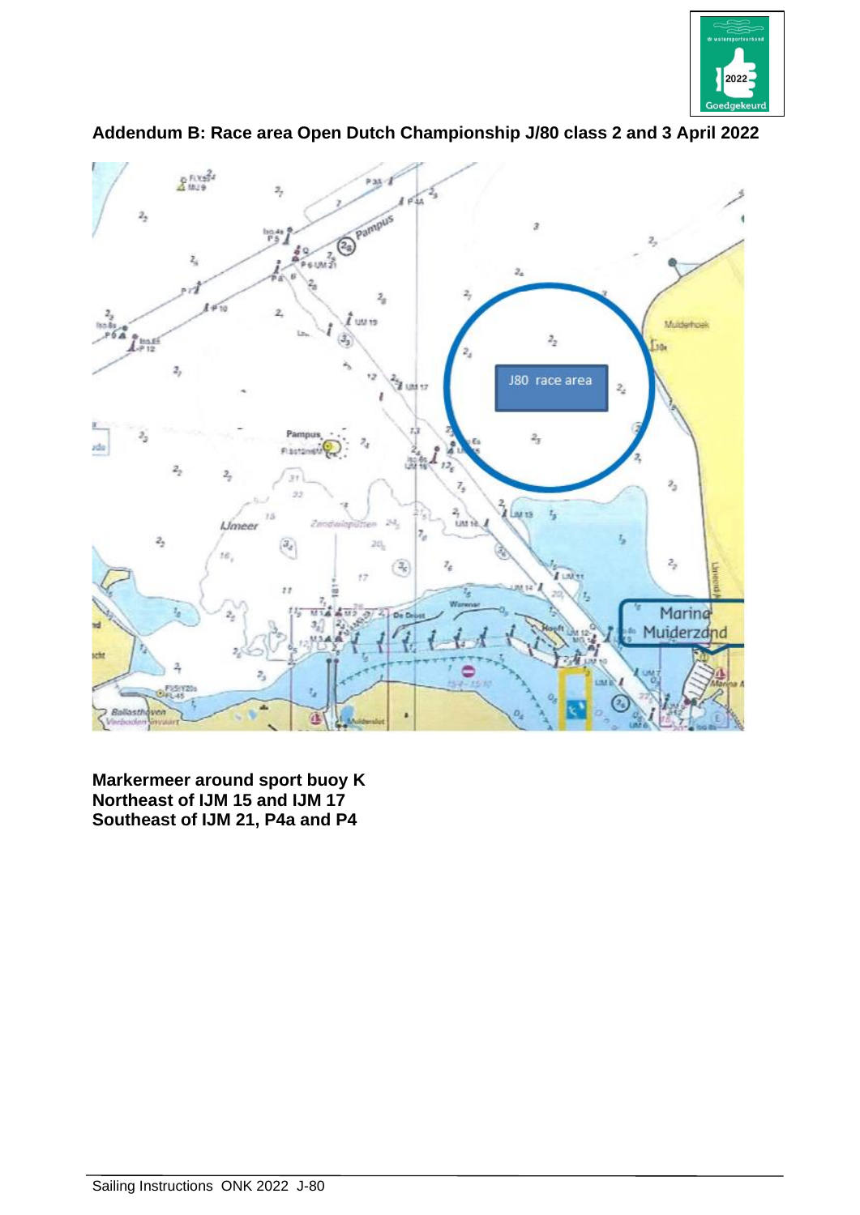## Addendum B: Race area Open Dutch Championship J/80 class 2 and 3 April 2022

**Markermeer around sport buoy K**
**Northeast of IJM 15 and IJM 17**
**Southeast of IJM 21, P4a and P4**